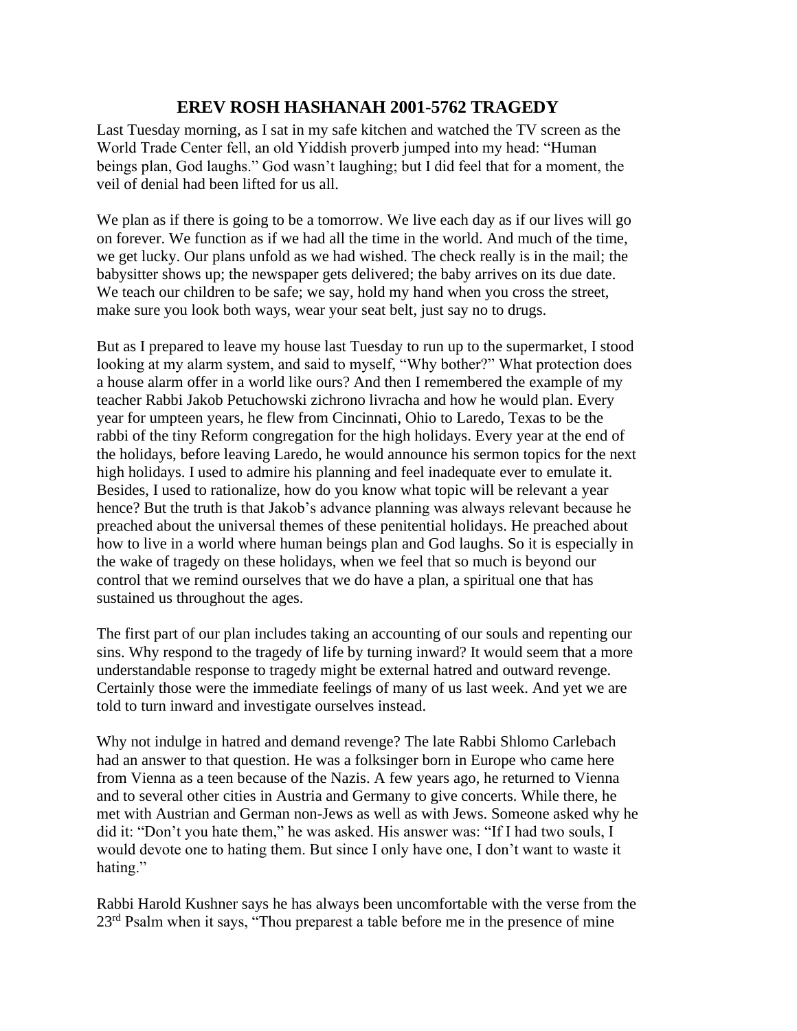# EREV ROSH HASHANAH 2001-5762 TRAGEDY

Last Tuesday morning, as I sat in my safe kitchen and watched the TV screen as the World Trade Center fell, an old Yiddish proverb jumped into my head: "Human beings plan, God laughs." God wasn't laughing; but I did feel that for a moment, the veil of denial had been lifted for us all.

We plan as if there is going to be a tomorrow. We live each day as if our lives will go on forever. We function as if we had all the time in the world. And much of the time, we get lucky. Our plans unfold as we had wished. The check really is in the mail; the babysitter shows up; the newspaper gets delivered; the baby arrives on its due date. We teach our children to be safe; we say, hold my hand when you cross the street, make sure you look both ways, wear your seat belt, just say no to drugs.

But as I prepared to leave my house last Tuesday to run up to the supermarket, I stood looking at my alarm system, and said to myself, "Why bother?" What protection does a house alarm offer in a world like ours? And then I remembered the example of my teacher Rabbi Jakob Petuchowski zichrono livracha and how he would plan. Every year for umpteen years, he flew from Cincinnati, Ohio to Laredo, Texas to be the rabbi of the tiny Reform congregation for the high holidays. Every year at the end of the holidays, before leaving Laredo, he would announce his sermon topics for the next high holidays. I used to admire his planning and feel inadequate ever to emulate it. Besides, I used to rationalize, how do you know what topic will be relevant a year hence? But the truth is that Jakob's advance planning was always relevant because he preached about the universal themes of these penitential holidays. He preached about how to live in a world where human beings plan and God laughs. So it is especially in the wake of tragedy on these holidays, when we feel that so much is beyond our control that we remind ourselves that we do have a plan, a spiritual one that has sustained us throughout the ages.

The first part of our plan includes taking an accounting of our souls and repenting our sins. Why respond to the tragedy of life by turning inward? It would seem that a more understandable response to tragedy might be external hatred and outward revenge. Certainly those were the immediate feelings of many of us last week. And yet we are told to turn inward and investigate ourselves instead.

Why not indulge in hatred and demand revenge? The late Rabbi Shlomo Carlebach had an answer to that question. He was a folksinger born in Europe who came here from Vienna as a teen because of the Nazis. A few years ago, he returned to Vienna and to several other cities in Austria and Germany to give concerts. While there, he met with Austrian and German non-Jews as well as with Jews. Someone asked why he did it: "Don't you hate them," he was asked. His answer was: "If I had two souls, I would devote one to hating them. But since I only have one, I don't want to waste it hating."

Rabbi Harold Kushner says he has always been uncomfortable with the verse from the 23rd Psalm when it says, "Thou preparest a table before me in the presence of mine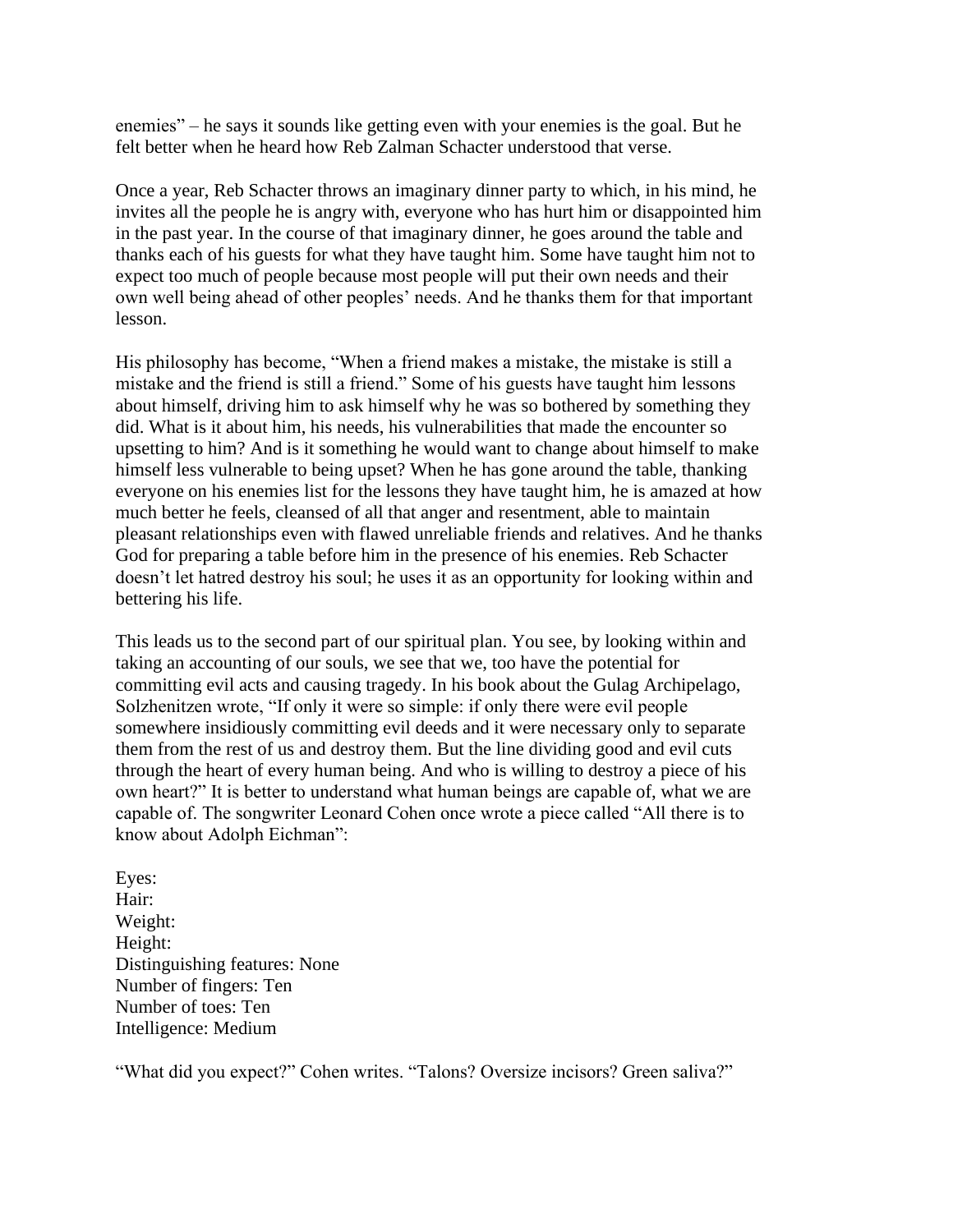enemies" – he says it sounds like getting even with your enemies is the goal. But he felt better when he heard how Reb Zalman Schacter understood that verse.

Once a year, Reb Schacter throws an imaginary dinner party to which, in his mind, he invites all the people he is angry with, everyone who has hurt him or disappointed him in the past year. In the course of that imaginary dinner, he goes around the table and thanks each of his guests for what they have taught him. Some have taught him not to expect too much of people because most people will put their own needs and their own well being ahead of other peoples' needs. And he thanks them for that important lesson.

His philosophy has become, "When a friend makes a mistake, the mistake is still a mistake and the friend is still a friend." Some of his guests have taught him lessons about himself, driving him to ask himself why he was so bothered by something they did. What is it about him, his needs, his vulnerabilities that made the encounter so upsetting to him? And is it something he would want to change about himself to make himself less vulnerable to being upset? When he has gone around the table, thanking everyone on his enemies list for the lessons they have taught him, he is amazed at how much better he feels, cleansed of all that anger and resentment, able to maintain pleasant relationships even with flawed unreliable friends and relatives. And he thanks God for preparing a table before him in the presence of his enemies. Reb Schacter doesn't let hatred destroy his soul; he uses it as an opportunity for looking within and bettering his life.

This leads us to the second part of our spiritual plan. You see, by looking within and taking an accounting of our souls, we see that we, too have the potential for committing evil acts and causing tragedy. In his book about the Gulag Archipelago, Solzhenitzen wrote, "If only it were so simple: if only there were evil people somewhere insidiously committing evil deeds and it were necessary only to separate them from the rest of us and destroy them. But the line dividing good and evil cuts through the heart of every human being. And who is willing to destroy a piece of his own heart?" It is better to understand what human beings are capable of, what we are capable of. The songwriter Leonard Cohen once wrote a piece called "All there is to know about Adolph Eichman":

Eyes:
Hair:
Weight:
Height:
Distinguishing features: None
Number of fingers: Ten
Number of toes: Ten
Intelligence: Medium

"What did you expect?" Cohen writes. "Talons? Oversize incisors? Green saliva?"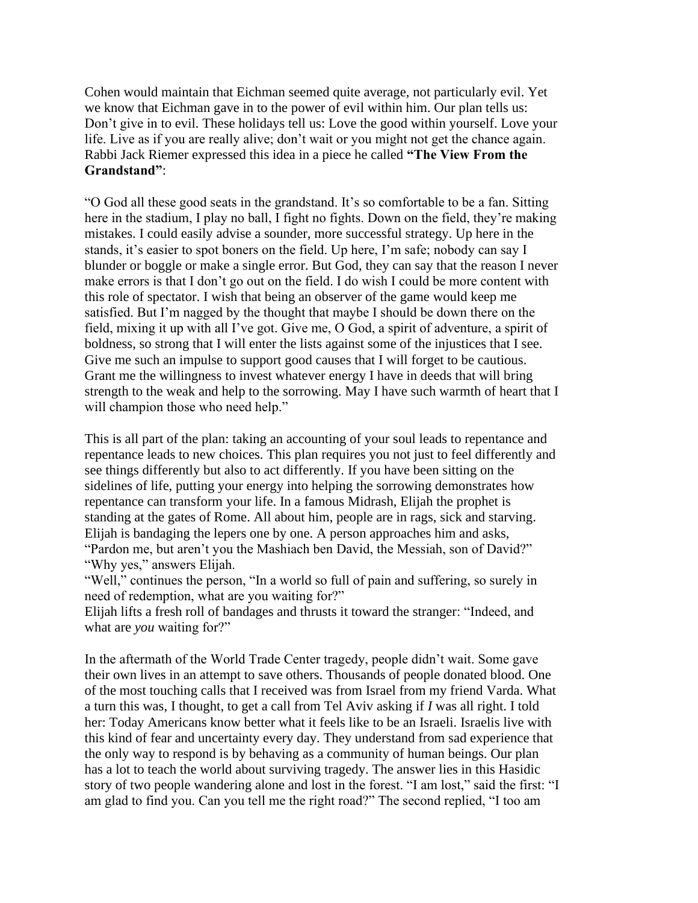Cohen would maintain that Eichman seemed quite average, not particularly evil. Yet we know that Eichman gave in to the power of evil within him. Our plan tells us: Don't give in to evil. These holidays tell us: Love the good within yourself. Love your life. Live as if you are really alive; don't wait or you might not get the chance again. Rabbi Jack Riemer expressed this idea in a piece he called **"The View From the Grandstand"**:

"O God all these good seats in the grandstand. It's so comfortable to be a fan. Sitting here in the stadium, I play no ball, I fight no fights. Down on the field, they're making mistakes. I could easily advise a sounder, more successful strategy. Up here in the stands, it's easier to spot boners on the field. Up here, I'm safe; nobody can say I blunder or boggle or make a single error. But God, they can say that the reason I never make errors is that I don't go out on the field. I do wish I could be more content with this role of spectator. I wish that being an observer of the game would keep me satisfied. But I'm nagged by the thought that maybe I should be down there on the field, mixing it up with all I've got. Give me, O God, a spirit of adventure, a spirit of boldness, so strong that I will enter the lists against some of the injustices that I see. Give me such an impulse to support good causes that I will forget to be cautious. Grant me the willingness to invest whatever energy I have in deeds that will bring strength to the weak and help to the sorrowing. May I have such warmth of heart that I will champion those who need help."

This is all part of the plan: taking an accounting of your soul leads to repentance and repentance leads to new choices. This plan requires you not just to feel differently and see things differently but also to act differently. If you have been sitting on the sidelines of life, putting your energy into helping the sorrowing demonstrates how repentance can transform your life. In a famous Midrash, Elijah the prophet is standing at the gates of Rome. All about him, people are in rags, sick and starving. Elijah is bandaging the lepers one by one. A person approaches him and asks, "Pardon me, but aren't you the Mashiach ben David, the Messiah, son of David?"
"Why yes," answers Elijah.
"Well," continues the person, "In a world so full of pain and suffering, so surely in need of redemption, what are you waiting for?"
Elijah lifts a fresh roll of bandages and thrusts it toward the stranger: "Indeed, and what are *you* waiting for?"

In the aftermath of the World Trade Center tragedy, people didn't wait. Some gave their own lives in an attempt to save others. Thousands of people donated blood. One of the most touching calls that I received was from Israel from my friend Varda. What a turn this was, I thought, to get a call from Tel Aviv asking if *I* was all right. I told her: Today Americans know better what it feels like to be an Israeli. Israelis live with this kind of fear and uncertainty every day. They understand from sad experience that the only way to respond is by behaving as a community of human beings. Our plan has a lot to teach the world about surviving tragedy. The answer lies in this Hasidic story of two people wandering alone and lost in the forest. "I am lost," said the first: "I am glad to find you. Can you tell me the right road?" The second replied, "I too am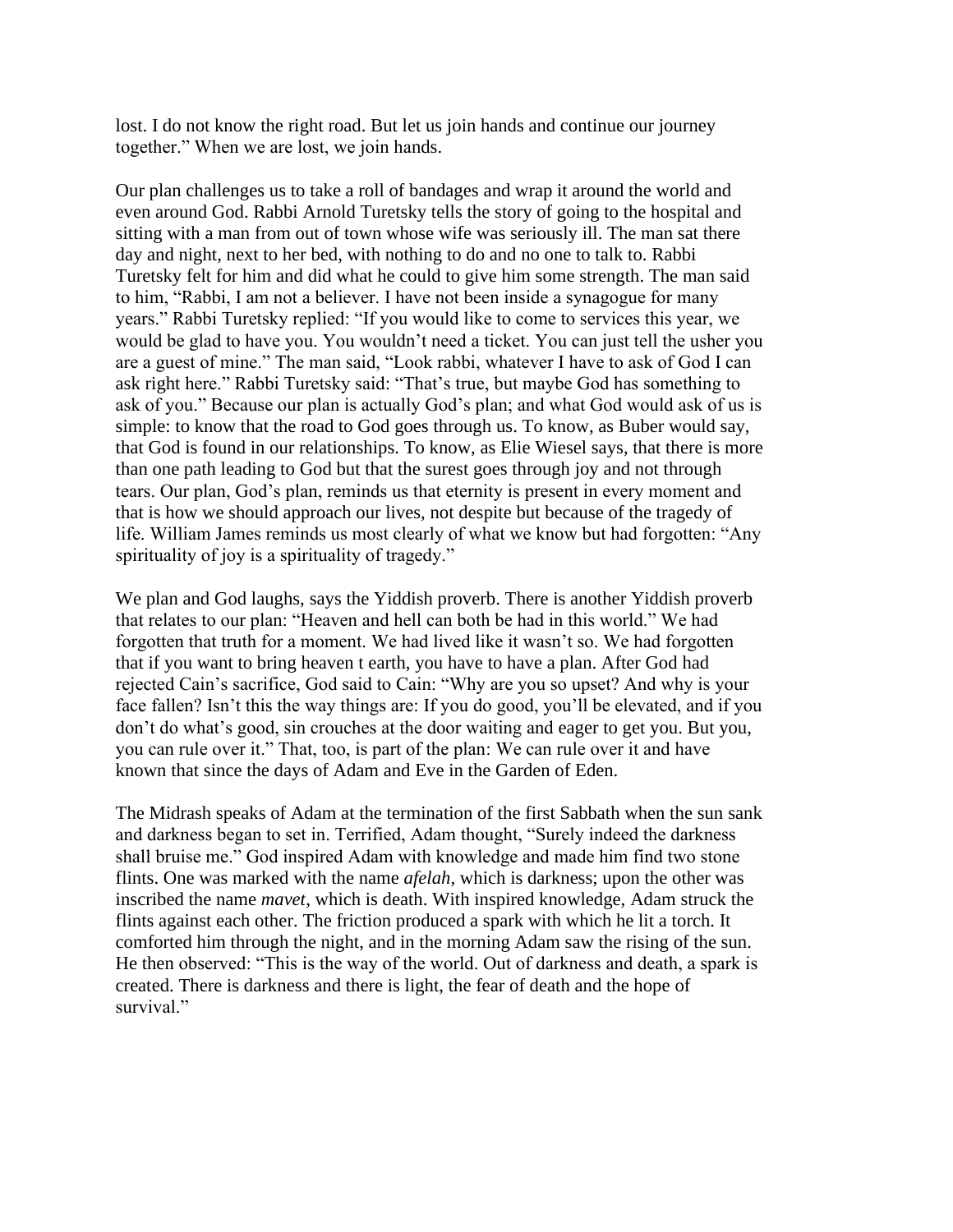lost. I do not know the right road. But let us join hands and continue our journey together." When we are lost, we join hands.

Our plan challenges us to take a roll of bandages and wrap it around the world and even around God. Rabbi Arnold Turetsky tells the story of going to the hospital and sitting with a man from out of town whose wife was seriously ill. The man sat there day and night, next to her bed, with nothing to do and no one to talk to. Rabbi Turetsky felt for him and did what he could to give him some strength. The man said to him, "Rabbi, I am not a believer. I have not been inside a synagogue for many years." Rabbi Turetsky replied: "If you would like to come to services this year, we would be glad to have you. You wouldn't need a ticket. You can just tell the usher you are a guest of mine." The man said, "Look rabbi, whatever I have to ask of God I can ask right here." Rabbi Turetsky said: "That's true, but maybe God has something to ask of you." Because our plan is actually God's plan; and what God would ask of us is simple: to know that the road to God goes through us. To know, as Buber would say, that God is found in our relationships. To know, as Elie Wiesel says, that there is more than one path leading to God but that the surest goes through joy and not through tears. Our plan, God's plan, reminds us that eternity is present in every moment and that is how we should approach our lives, not despite but because of the tragedy of life. William James reminds us most clearly of what we know but had forgotten: "Any spirituality of joy is a spirituality of tragedy."

We plan and God laughs, says the Yiddish proverb. There is another Yiddish proverb that relates to our plan: "Heaven and hell can both be had in this world." We had forgotten that truth for a moment. We had lived like it wasn't so. We had forgotten that if you want to bring heaven t earth, you have to have a plan. After God had rejected Cain's sacrifice, God said to Cain: "Why are you so upset? And why is your face fallen? Isn't this the way things are: If you do good, you'll be elevated, and if you don't do what's good, sin crouches at the door waiting and eager to get you. But you, you can rule over it." That, too, is part of the plan: We can rule over it and have known that since the days of Adam and Eve in the Garden of Eden.

The Midrash speaks of Adam at the termination of the first Sabbath when the sun sank and darkness began to set in. Terrified, Adam thought, "Surely indeed the darkness shall bruise me." God inspired Adam with knowledge and made him find two stone flints. One was marked with the name *afelah*, which is darkness; upon the other was inscribed the name *mavet*, which is death. With inspired knowledge, Adam struck the flints against each other. The friction produced a spark with which he lit a torch. It comforted him through the night, and in the morning Adam saw the rising of the sun. He then observed: "This is the way of the world. Out of darkness and death, a spark is created. There is darkness and there is light, the fear of death and the hope of survival."